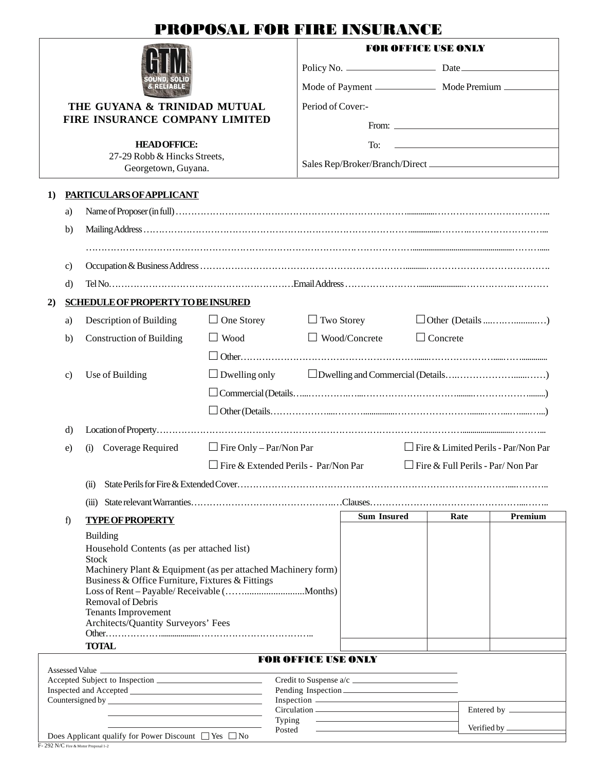# PROPOSAL FOR FIRE INSURANCE

**THE GUYANA & TRINIDAD MUTUAL FIRE INSURANCE COMPANY LIMITED**

GTM — SOUND, SOLID & RELIABLE

**HEAD OFFICE:**
27-29 Robb & Hincks Streets,
Georgetown, Guyana.

**FOR OFFICE USE ONLY**

Policy No. ____________ Date ____________

Mode of Payment ____________ Mode Premium ____________

Period of Cover:-

From: ____________

To: ____________

Sales Rep/Broker/Branch/Direct ____________

## 1) PARTICULARS OF APPLICANT

a) Name of Proposer (in full) ……………………………………………………………

b) Mailing Address ……………………………………………………………

……………………………………………………………………………………

c) Occupation & Business Address ……………………………………………………………

d) Tel No. …………………………………… Email Address ……………………………………

## 2) SCHEDULE OF PROPERTY TO BE INSURED

a) Description of Building ☐ One Storey ☐ Two Storey ☐ Other (Details …………)

b) Construction of Building ☐ Wood ☐ Wood/Concrete ☐ Concrete

☐ Other……………………………………………………………

c) Use of Building ☐ Dwelling only ☐ Dwelling and Commercial (Details……………………)

☐ Commercial (Details……………………………………………………)

☐ Other (Details……………………………………………………)

d) Location of Property……………………………………………………………

e) (i) Coverage Required ☐ Fire Only – Par/Non Par ☐ Fire & Limited Perils - Par/Non Par

☐ Fire & Extended Perils - Par/Non Par ☐ Fire & Full Perils - Par/ Non Par

(ii) State Perils for Fire & Extended Cover……………………………………………………………

(iii) State relevant Warranties……………………………………… Clauses………………………………………

f) **TYPE OF PROPERTY**

| TYPE OF PROPERTY | Sum Insured | Rate | Premium |
|---|---|---|---|
| Building | | | |
| Household Contents (as per attached list) | | | |
| Stock | | | |
| Machinery Plant & Equipment (as per attached Machinery form) | | | |
| Business & Office Furniture, Fixtures & Fittings | | | |
| Loss of Rent – Payable/ Receivable (……………………Months) | | | |
| Removal of Debris | | | |
| Tenants Improvement | | | |
| Architects/Quantity Surveyors' Fees | | | |
| Other…………………………………………… | | | |
| **TOTAL** | | | |

**FOR OFFICE USE ONLY**

Assessed Value ____________

Accepted Subject to Inspection ____________ Credit to Suspense a/c ____________

Inspected and Accepted ____________ Pending Inspection ____________

Countersigned by ____________ Inspection ____________

Circulation ____________ Entered by ____________

Typing ____________

Posted ____________ Verified by ____________

Does Applicant qualify for Power Discount ☐ Yes ☐ No

F- 292 N/C Fire & Motor Proposal 1-2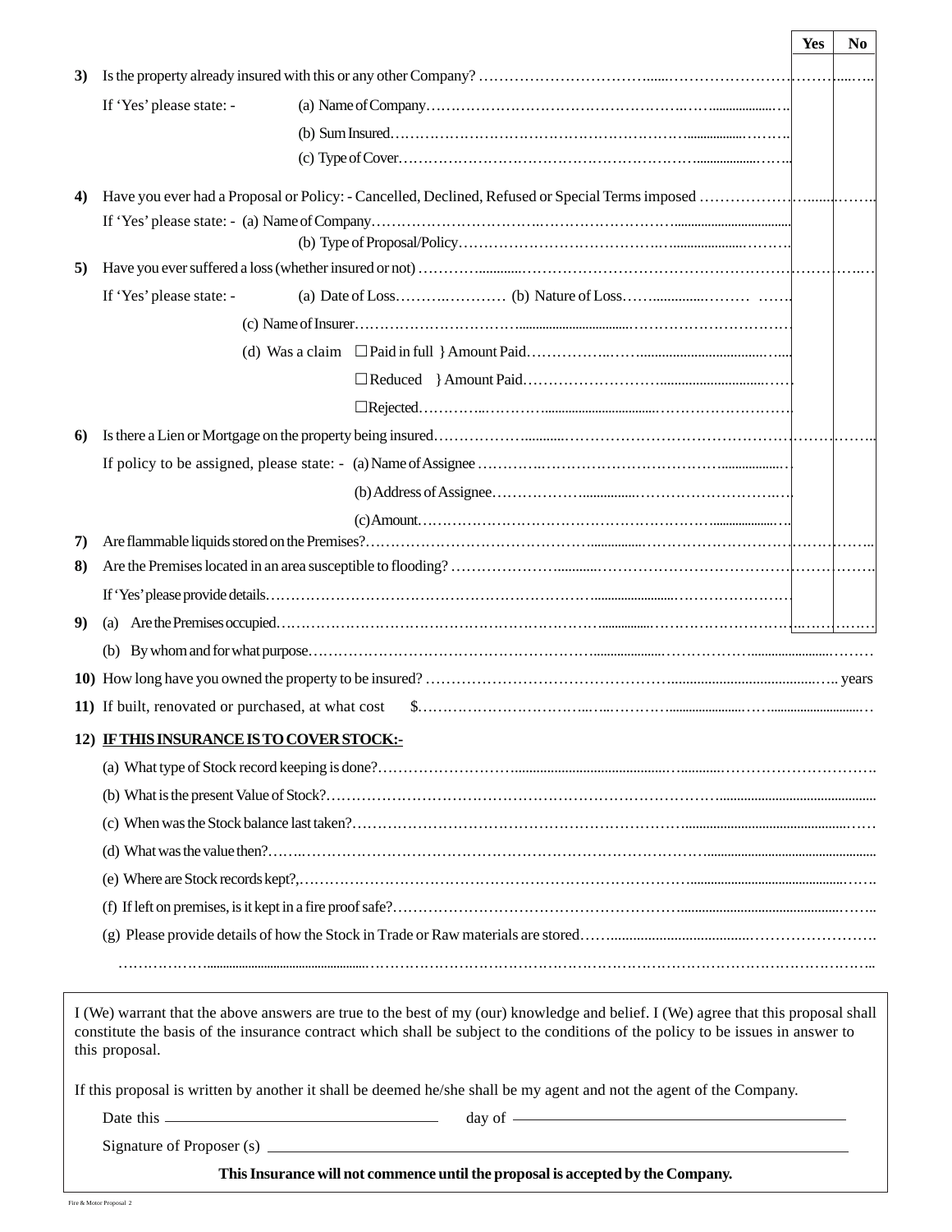| | Yes | No |
|---|---|---|
| **3)** Is the property already insured with this or any other Company? | | |
| If 'Yes' please state: - (a) Name of Company | | |
| (b) Sum Insured | | |
| (c) Type of Cover | | |
| **4)** Have you ever had a Proposal or Policy: - Cancelled, Declined, Refused or Special Terms imposed | | |
| If 'Yes' please state: - (a) Name of Company | | |
| (b) Type of Proposal/Policy | | |
| **5)** Have you ever suffered a loss (whether insured or not) | | |
| If 'Yes' please state: - (a) Date of Loss (b) Nature of Loss | | |
| (c) Name of Insurer | | |
| (d) Was a claim ☐ Paid in full } Amount Paid | | |
| ☐ Reduced } Amount Paid | | |
| ☐ Rejected | | |
| **6)** Is there a Lien or Mortgage on the property being insured | | |
| If policy to be assigned, please state: - (a) Name of Assignee | | |
| (b) Address of Assignee | | |
| (c) Amount | | |
| **7)** Are flammable liquids stored on the Premises? | | |
| **8)** Are the Premises located in an area susceptible to flooding? | | |
| If 'Yes' please provide details | | |
| **9)** (a) Are the Premises occupied | | |

(b) By whom and for what purpose……………………………………

**10)** How long have you owned the property to be insured? …………………………………… years

**11)** If built, renovated or purchased, at what cost $……………………………………

**12) IF THIS INSURANCE IS TO COVER STOCK:-**

(a) What type of Stock record keeping is done?……………………………………

(b) What is the present Value of Stock?……………………………………

(c) When was the Stock balance last taken?……………………………………

(d) What was the value then?……………………………………

(e) Where are Stock records kept?,……………………………………

(f) If left on premises, is it kept in a fire proof safe?……………………………………

(g) Please provide details of how the Stock in Trade or Raw materials are stored……………………………………

……………………………………

I (We) warrant that the above answers are true to the best of my (our) knowledge and belief. I (We) agree that this proposal shall constitute the basis of the insurance contract which shall be subject to the conditions of the policy to be issues in answer to this proposal.

If this proposal is written by another it shall be deemed he/she shall be my agent and not the agent of the Company.

Date this ______________________ day of ______________________

Signature of Proposer (s) ______________________________________

**This Insurance will not commence until the proposal is accepted by the Company.**